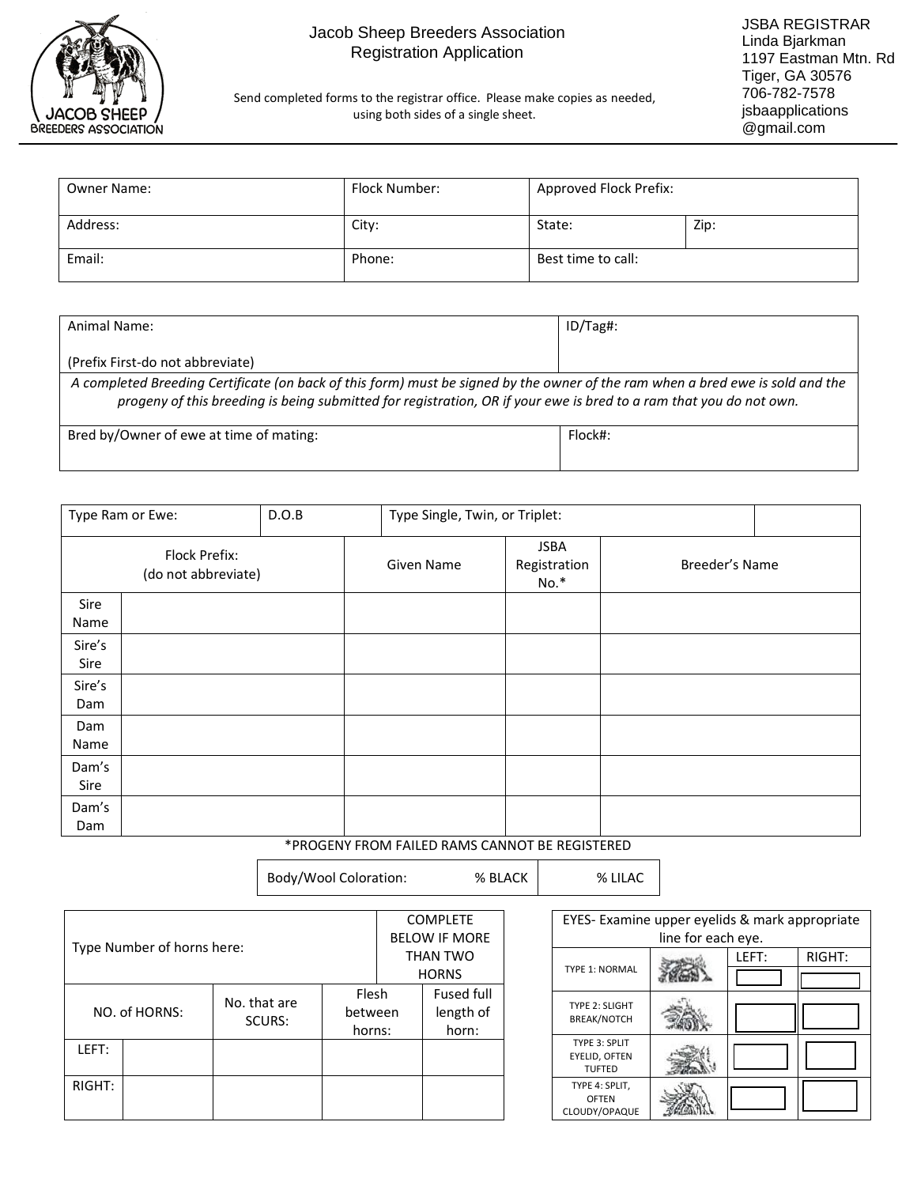# Jacob Sheep Breeders Association
## Registration Application

Send completed forms to the registrar office. Please make copies as needed, using both sides of a single sheet.

JSBA REGISTRAR
Linda Bjarkman
1197 Eastman Mtn. Rd
Tiger, GA 30576
706-782-7578
jsbaapplications@gmail.com

| Owner Name: | Flock Number: | Approved Flock Prefix: | |
|---|---|---|---|
| Address: | City: | State: | Zip: |
| Email: | Phone: | Best time to call: | |

| Animal Name: (Prefix First-do not abbreviate) | ID/Tag#: |
|---|---|
| *A completed Breeding Certificate (on back of this form) must be signed by the owner of the ram when a bred ewe is sold and the progeny of this breeding is being submitted for registration, OR if your ewe is bred to a ram that you do not own.* | |
| Bred by/Owner of ewe at time of mating: | Flock#: |

| Type Ram or Ewe: | | D.O.B | Type Single, Twin, or Triplet: | | |
|---|---|---|---|---|---|
| Flock Prefix: (do not abbreviate) | | Given Name | JSBA Registration No.* | Breeder's Name | |
| Sire Name | | | | | |
| Sire's Sire | | | | | |
| Sire's Dam | | | | | |
| Dam Name | | | | | |
| Dam's Sire | | | | | |
| Dam's Dam | | | | | |

*PROGENY FROM FAILED RAMS CANNOT BE REGISTERED

| Body/Wool Coloration: % BLACK | % LILAC |
|---|---|

| Type Number of horns here: | | | | COMPLETE BELOW IF MORE THAN TWO HORNS |
|---|---|---|---|---|
| NO. of HORNS: | | No. that are SCURS: | Flesh between horns: | Fused full length of horn: |
| LEFT: | | | | |
| RIGHT: | | | | |

| EYES- Examine upper eyelids & mark appropriate line for each eye. | | LEFT: | RIGHT: |
|---|---|---|---|
| TYPE 1: NORMAL | | | |
| TYPE 2: SLIGHT BREAK/NOTCH | | | |
| TYPE 3: SPLIT EYELID, OFTEN TUFTED | | | |
| TYPE 4: SPLIT, OFTEN CLOUDY/OPAQUE | | | |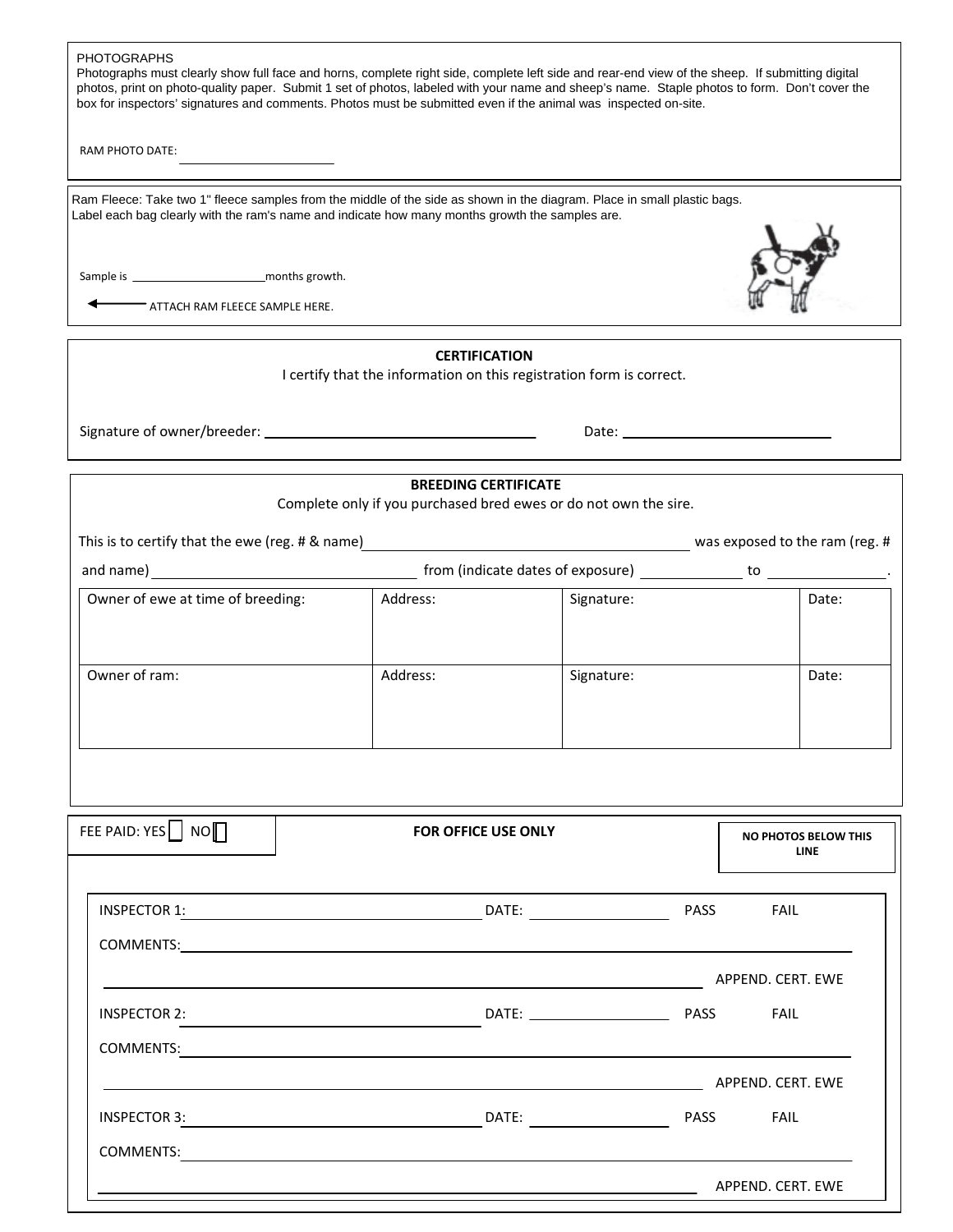PHOTOGRAPHS

Photographs must clearly show full face and horns, complete right side, complete left side and rear-end view of the sheep. If submitting digital photos, print on photo-quality paper. Submit 1 set of photos, labeled with your name and sheep's name. Staple photos to form. Don't cover the box for inspectors' signatures and comments. Photos must be submitted even if the animal was inspected on-site.

RAM PHOTO DATE: ____________________

Ram Fleece: Take two 1" fleece samples from the middle of the side as shown in the diagram. Place in small plastic bags. Label each bag clearly with the ram's name and indicate how many months growth the samples are.

Sample is ____________________ months growth.

← ATTACH RAM FLEECE SAMPLE HERE.

**CERTIFICATION**

I certify that the information on this registration form is correct.

Signature of owner/breeder: ________________________________ Date: ________________________

**BREEDING CERTIFICATE**

Complete only if you purchased bred ewes or do not own the sire.

This is to certify that the ewe (reg. # & name) ____________________________________ was exposed to the ram (reg. # and name) ______________________________ from (indicate dates of exposure) ____________ to ______________.

| | | | |
|---|---|---|---|
| Owner of ewe at time of breeding: | Address: | Signature: | Date: |
| Owner of ram: | Address: | Signature: | Date: |

FEE PAID: YES ☐ NO ☐

**FOR OFFICE USE ONLY**

**NO PHOTOS BELOW THIS LINE**

INSPECTOR 1: ________________________________ DATE: ______________ PASS FAIL

COMMENTS: ____________________________________________________________

____________________________________________________________ APPEND. CERT. EWE

INSPECTOR 2: ________________________________ DATE: ______________ PASS FAIL

COMMENTS: ____________________________________________________________

____________________________________________________________ APPEND. CERT. EWE

INSPECTOR 3: ________________________________ DATE: ______________ PASS FAIL

COMMENTS: ____________________________________________________________

____________________________________________________________ APPEND. CERT. EWE